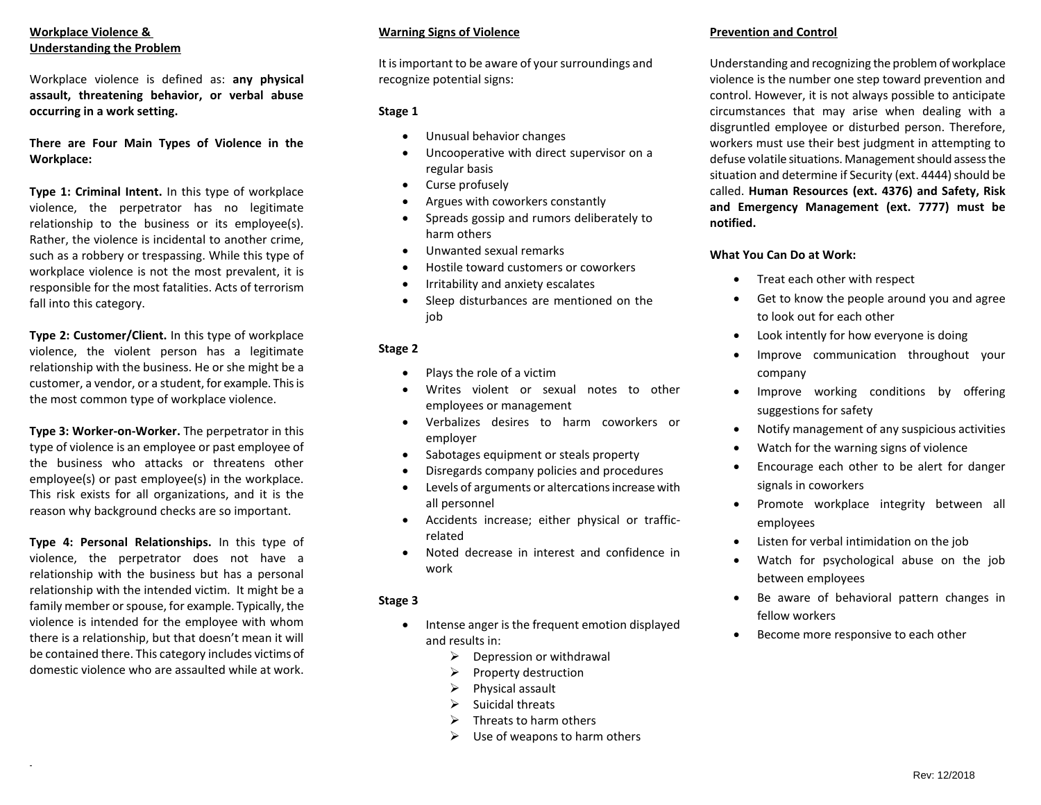## Workplace Violence & Understanding the Problem

Workplace violence is defined as: **any physical assault, threatening behavior, or verbal abuse occurring in a work setting.**

**There are Four Main Types of Violence in the Workplace:**

**Type 1: Criminal Intent.** In this type of workplace violence, the perpetrator has no legitimate relationship to the business or its employee(s). Rather, the violence is incidental to another crime, such as a robbery or trespassing. While this type of workplace violence is not the most prevalent, it is responsible for the most fatalities. Acts of terrorism fall into this category.

**Type 2: Customer/Client.** In this type of workplace violence, the violent person has a legitimate relationship with the business. He or she might be a customer, a vendor, or a student, for example. This is the most common type of workplace violence.

**Type 3: Worker-on-Worker.** The perpetrator in this type of violence is an employee or past employee of the business who attacks or threatens other employee(s) or past employee(s) in the workplace. This risk exists for all organizations, and it is the reason why background checks are so important.

**Type 4: Personal Relationships.** In this type of violence, the perpetrator does not have a relationship with the business but has a personal relationship with the intended victim. It might be a family member or spouse, for example. Typically, the violence is intended for the employee with whom there is a relationship, but that doesn't mean it will be contained there. This category includes victims of domestic violence who are assaulted while at work.

## Warning Signs of Violence

It is important to be aware of your surroundings and recognize potential signs:

### Stage 1

- Unusual behavior changes
- Uncooperative with direct supervisor on a regular basis
- Curse profusely
- Argues with coworkers constantly
- Spreads gossip and rumors deliberately to harm others
- Unwanted sexual remarks
- Hostile toward customers or coworkers
- Irritability and anxiety escalates
- Sleep disturbances are mentioned on the job

### Stage 2

- Plays the role of a victim
- Writes violent or sexual notes to other employees or management
- Verbalizes desires to harm coworkers or employer
- Sabotages equipment or steals property
- Disregards company policies and procedures
- Levels of arguments or altercations increase with all personnel
- Accidents increase; either physical or traffic-related
- Noted decrease in interest and confidence in work

### Stage 3

- Intense anger is the frequent emotion displayed and results in:
  - Depression or withdrawal
  - Property destruction
  - Physical assault
  - Suicidal threats
  - Threats to harm others
  - Use of weapons to harm others

## Prevention and Control

Understanding and recognizing the problem of workplace violence is the number one step toward prevention and control. However, it is not always possible to anticipate circumstances that may arise when dealing with a disgruntled employee or disturbed person. Therefore, workers must use their best judgment in attempting to defuse volatile situations. Management should assess the situation and determine if Security (ext. 4444) should be called. **Human Resources (ext. 4376) and Safety, Risk and Emergency Management (ext. 7777) must be notified.**

**What You Can Do at Work:**

- Treat each other with respect
- Get to know the people around you and agree to look out for each other
- Look intently for how everyone is doing
- Improve communication throughout your company
- Improve working conditions by offering suggestions for safety
- Notify management of any suspicious activities
- Watch for the warning signs of violence
- Encourage each other to be alert for danger signals in coworkers
- Promote workplace integrity between all employees
- Listen for verbal intimidation on the job
- Watch for psychological abuse on the job between employees
- Be aware of behavioral pattern changes in fellow workers
- Become more responsive to each other

Rev: 12/2018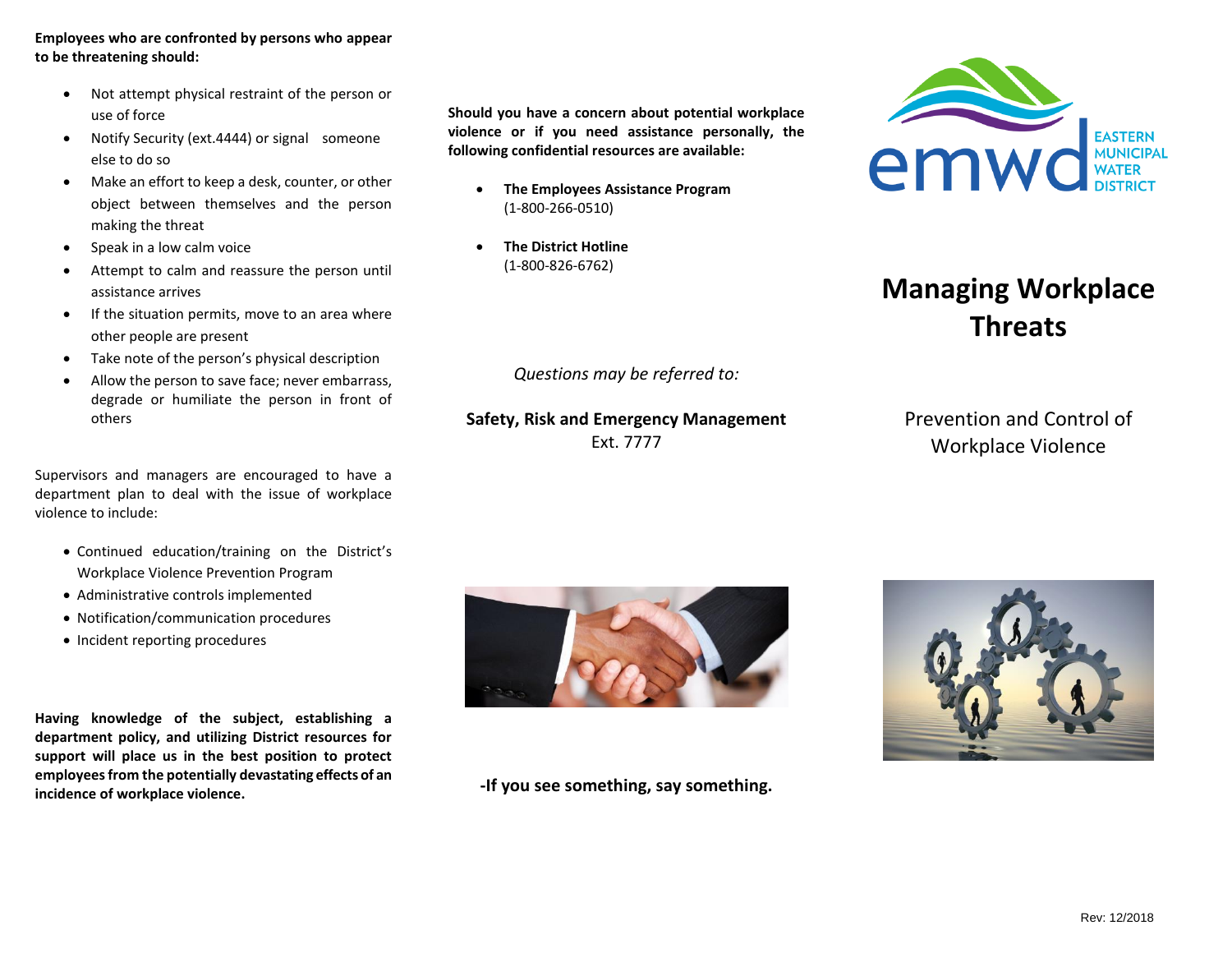**Employees who are confronted by persons who appear to be threatening should:**

- Not attempt physical restraint of the person or use of force
- Notify Security (ext.4444) or signal someone else to do so
- Make an effort to keep a desk, counter, or other object between themselves and the person making the threat
- Speak in a low calm voice
- Attempt to calm and reassure the person until assistance arrives
- If the situation permits, move to an area where other people are present
- Take note of the person's physical description
- Allow the person to save face; never embarrass, degrade or humiliate the person in front of others

Supervisors and managers are encouraged to have a department plan to deal with the issue of workplace violence to include:

- Continued education/training on the District's Workplace Violence Prevention Program
- Administrative controls implemented
- Notification/communication procedures
- Incident reporting procedures

**Having knowledge of the subject, establishing a department policy, and utilizing District resources for support will place us in the best position to protect employees from the potentially devastating effects of an incidence of workplace violence.**

**Should you have a concern about potential workplace violence or if you need assistance personally, the following confidential resources are available:**

- **The Employees Assistance Program** (1-800-266-0510)
- **The District Hotline** (1-800-826-6762)

*Questions may be referred to:*

**Safety, Risk and Emergency Management**
Ext. 7777

**-If you see something, say something.**

emwd EASTERN MUNICIPAL WATER DISTRICT

# Managing Workplace Threats

Prevention and Control of Workplace Violence

Rev: 12/2018